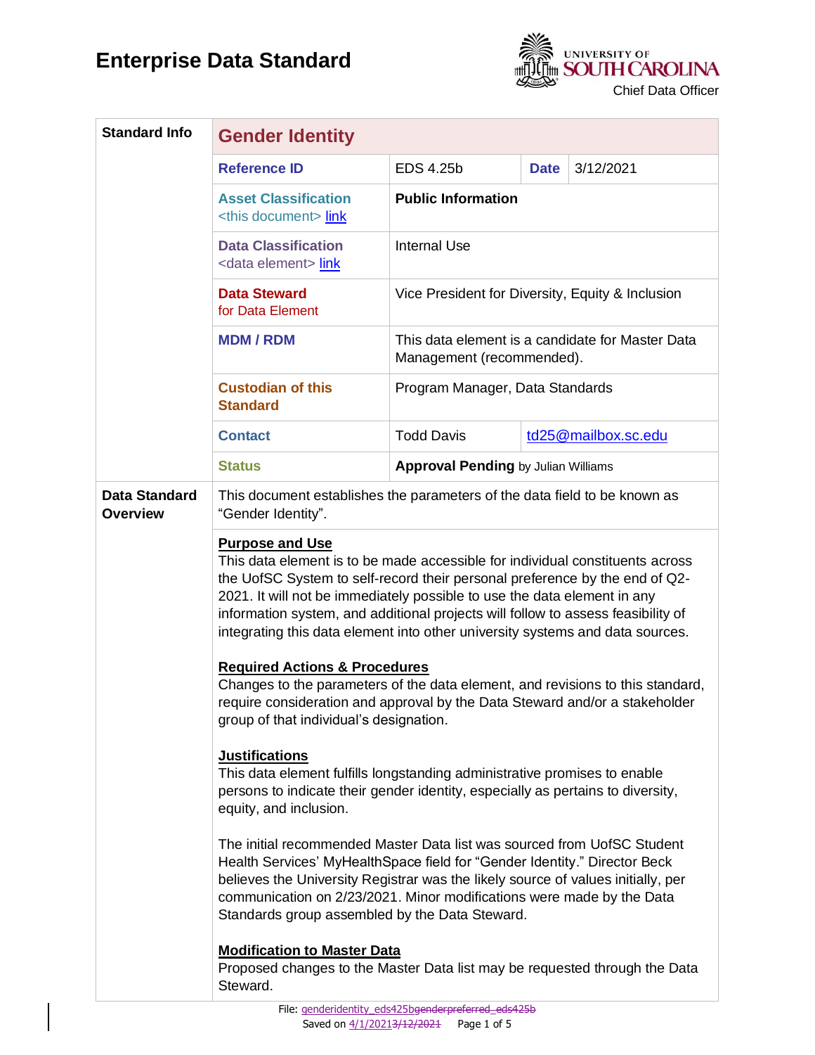# Enterprise Data Standard

UNIVERSITY OF SOUTH CAROLINA
Chief Data Officer

| Standard Info | Gender Identity | | | |
|---|---|---|---|---|
| | **Reference ID** | EDS 4.25b | **Date** | 3/12/2021 |
| | **Asset Classification** <this document> link | **Public Information** | | |
| | **Data Classification** <data element> link | Internal Use | | |
| | **Data Steward** for Data Element | Vice President for Diversity, Equity & Inclusion | | |
| | **MDM / RDM** | This data element is a candidate for Master Data Management (recommended). | | |
| | **Custodian of this Standard** | Program Manager, Data Standards | | |
| | **Contact** | Todd Davis | td25@mailbox.sc.edu | |
| | **Status** | **Approval Pending** by Julian Williams | | |

**Data Standard Overview**

This document establishes the parameters of the data field to be known as "Gender Identity".

**Purpose and Use**

This data element is to be made accessible for individual constituents across the UofSC System to self-record their personal preference by the end of Q2-2021. It will not be immediately possible to use the data element in any information system, and additional projects will follow to assess feasibility of integrating this data element into other university systems and data sources.

**Required Actions & Procedures**

Changes to the parameters of the data element, and revisions to this standard, require consideration and approval by the Data Steward and/or a stakeholder group of that individual's designation.

**Justifications**

This data element fulfills longstanding administrative promises to enable persons to indicate their gender identity, especially as pertains to diversity, equity, and inclusion.

The initial recommended Master Data list was sourced from UofSC Student Health Services' MyHealthSpace field for "Gender Identity." Director Beck believes the University Registrar was the likely source of values initially, per communication on 2/23/2021. Minor modifications were made by the Data Standards group assembled by the Data Steward.

**Modification to Master Data**

Proposed changes to the Master Data list may be requested through the Data Steward.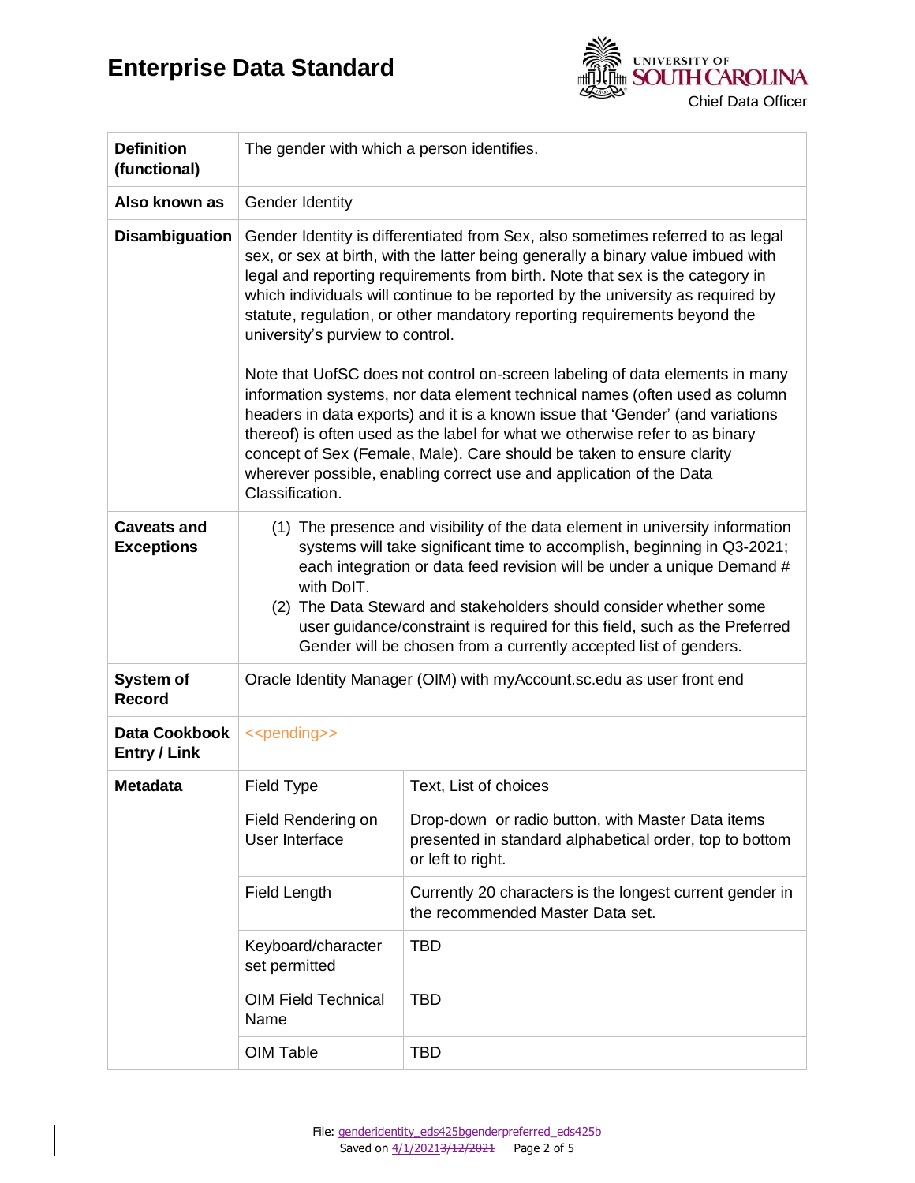# Enterprise Data Standard

| | | |
|---|---|---|
| **Definition (functional)** | The gender with which a person identifies. | |
| **Also known as** | Gender Identity | |
| **Disambiguation** | Gender Identity is differentiated from Sex, also sometimes referred to as legal sex, or sex at birth, with the latter being generally a binary value imbued with legal and reporting requirements from birth. Note that sex is the category in which individuals will continue to be reported by the university as required by statute, regulation, or other mandatory reporting requirements beyond the university's purview to control.<br><br>Note that UofSC does not control on-screen labeling of data elements in many information systems, nor data element technical names (often used as column headers in data exports) and it is a known issue that 'Gender' (and variations thereof) is often used as the label for what we otherwise refer to as binary concept of Sex (Female, Male). Care should be taken to ensure clarity wherever possible, enabling correct use and application of the Data Classification. | |
| **Caveats and Exceptions** | (1) The presence and visibility of the data element in university information systems will take significant time to accomplish, beginning in Q3-2021; each integration or data feed revision will be under a unique Demand # with DoIT.<br>(2) The Data Steward and stakeholders should consider whether some user guidance/constraint is required for this field, such as the Preferred Gender will be chosen from a currently accepted list of genders. | |
| **System of Record** | Oracle Identity Manager (OIM) with myAccount.sc.edu as user front end | |
| **Data Cookbook Entry / Link** | <<pending>> | |
| **Metadata** | Field Type | Text, List of choices |
| | Field Rendering on User Interface | Drop-down or radio button, with Master Data items presented in standard alphabetical order, top to bottom or left to right. |
| | Field Length | Currently 20 characters is the longest current gender in the recommended Master Data set. |
| | Keyboard/character set permitted | TBD |
| | OIM Field Technical Name | TBD |
| | OIM Table | TBD |

File: genderidentity_eds425bgenderpreferred_eds425b
Saved on 4/1/20213/12/2021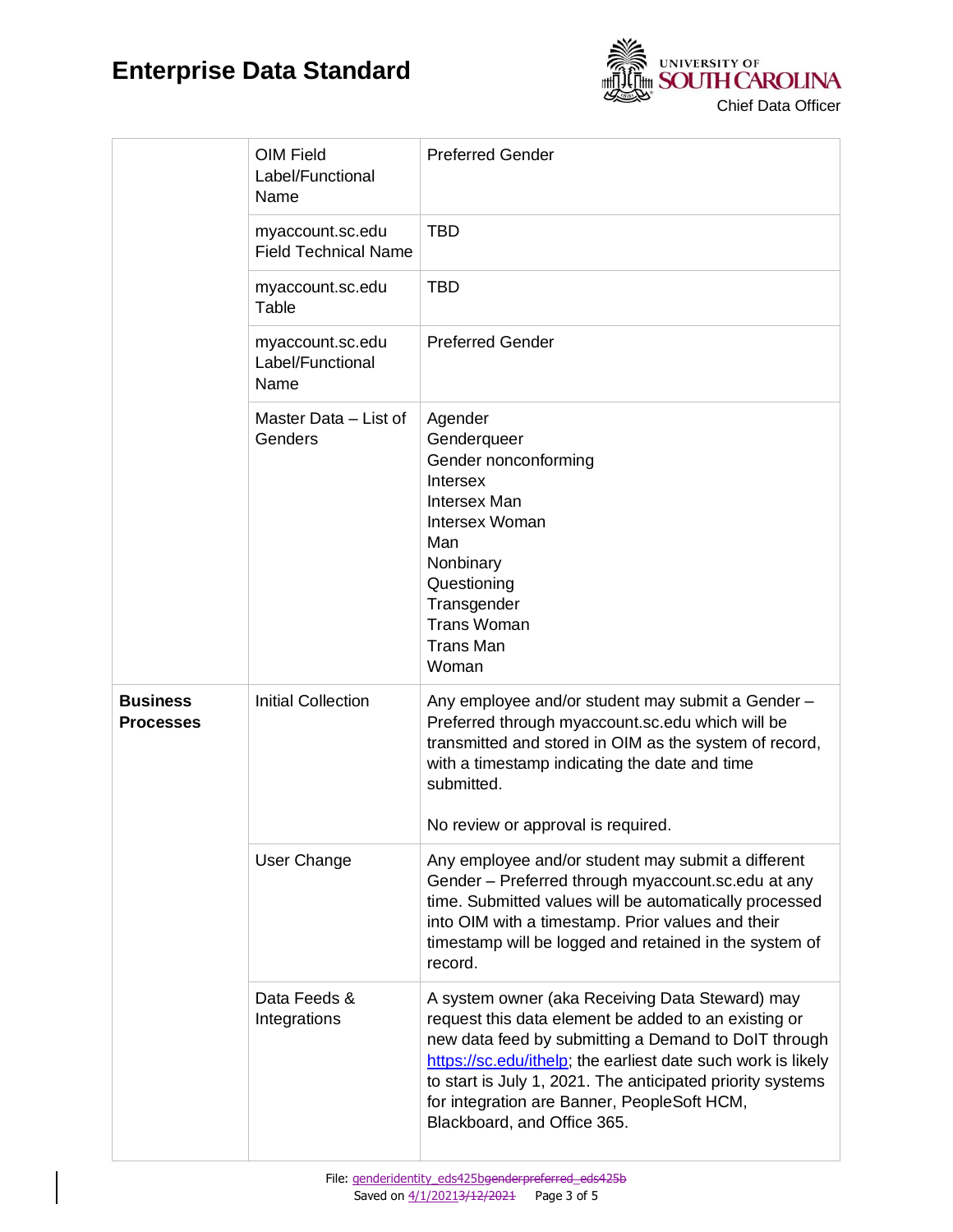| | | |
|---|---|---|
| | OIM Field Label/Functional Name | Preferred Gender |
| | myaccount.sc.edu Field Technical Name | TBD |
| | myaccount.sc.edu Table | TBD |
| | myaccount.sc.edu Label/Functional Name | Preferred Gender |
| | Master Data – List of Genders | Agender<br>Genderqueer<br>Gender nonconforming<br>Intersex<br>Intersex Man<br>Intersex Woman<br>Man<br>Nonbinary<br>Questioning<br>Transgender<br>Trans Woman<br>Trans Man<br>Woman |
| **Business Processes** | Initial Collection | Any employee and/or student may submit a Gender – Preferred through myaccount.sc.edu which will be transmitted and stored in OIM as the system of record, with a timestamp indicating the date and time submitted.<br><br>No review or approval is required. |
| | User Change | Any employee and/or student may submit a different Gender – Preferred through myaccount.sc.edu at any time. Submitted values will be automatically processed into OIM with a timestamp. Prior values and their timestamp will be logged and retained in the system of record. |
| | Data Feeds & Integrations | A system owner (aka Receiving Data Steward) may request this data element be added to an existing or new data feed by submitting a Demand to DoIT through https://sc.edu/ithelp; the earliest date such work is likely to start is July 1, 2021. The anticipated priority systems for integration are Banner, PeopleSoft HCM, Blackboard, and Office 365. |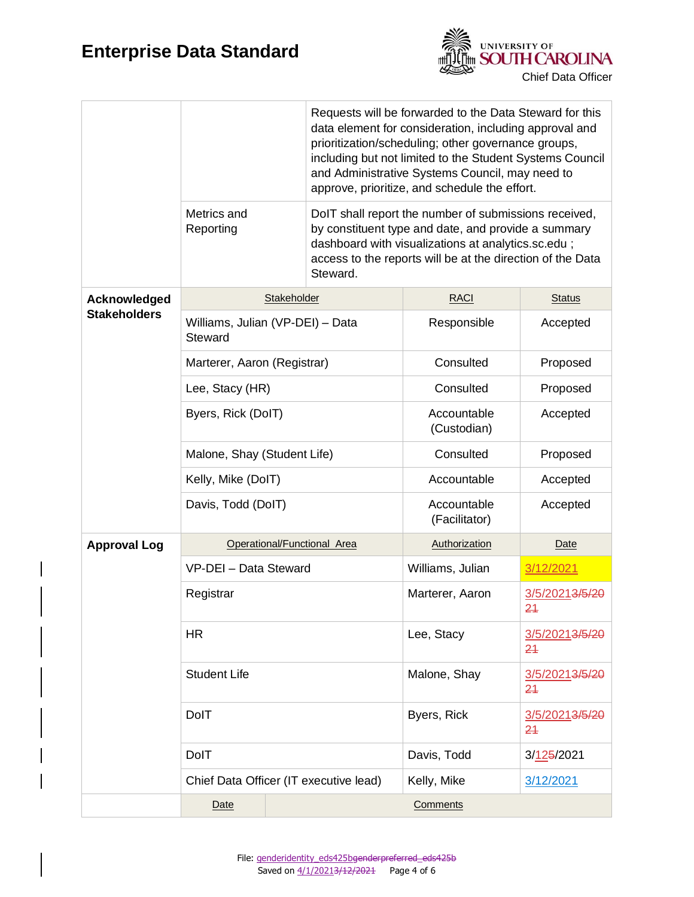| | | |
|---|---|---|
| | | Requests will be forwarded to the Data Steward for this data element for consideration, including approval and prioritization/scheduling; other governance groups, including but not limited to the Student Systems Council and Administrative Systems Council, may need to approve, prioritize, and schedule the effort. |
| | Metrics and Reporting | DoIT shall report the number of submissions received, by constituent type and date, and provide a summary dashboard with visualizations at analytics.sc.edu ; access to the reports will be at the direction of the Data Steward. |

| | Stakeholder | RACI | Status |
|---|---|---|---|
| **Acknowledged Stakeholders** | Williams, Julian (VP-DEI) – Data Steward | Responsible | Accepted |
| | Marterer, Aaron (Registrar) | Consulted | Proposed |
| | Lee, Stacy (HR) | Consulted | Proposed |
| | Byers, Rick (DoIT) | Accountable (Custodian) | Accepted |
| | Malone, Shay (Student Life) | Consulted | Proposed |
| | Kelly, Mike (DoIT) | Accountable | Accepted |
| | Davis, Todd (DoIT) | Accountable (Facilitator) | Accepted |

| | Operational/Functional Area | Authorization | Date |
|---|---|---|---|
| **Approval Log** | VP-DEI – Data Steward | Williams, Julian | 3/12/2021 |
| | Registrar | Marterer, Aaron | 3/5/2021~~3/5/2021~~ |
| | HR | Lee, Stacy | 3/5/2021~~3/5/2021~~ |
| | Student Life | Malone, Shay | 3/5/2021~~3/5/2021~~ |
| | DoIT | Byers, Rick | 3/5/2021~~3/5/2021~~ |
| | DoIT | Davis, Todd | 3/12~~5~~/2021 |
| | Chief Data Officer (IT executive lead) | Kelly, Mike | 3/12/2021 |

| | Date | Comments |
|---|---|---|
| | | |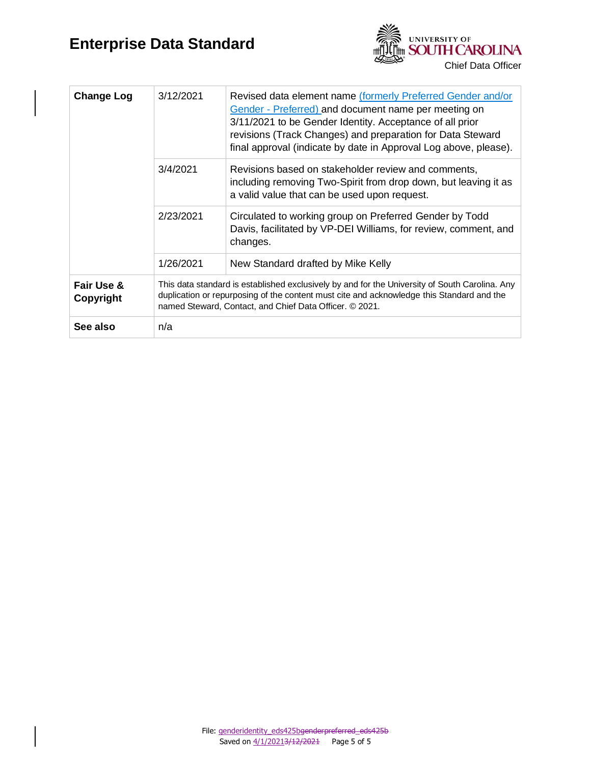| | | |
|---|---|---|
| **Change Log** | 3/12/2021 | Revised data element name (formerly Preferred Gender and/or Gender - Preferred) and document name per meeting on 3/11/2021 to be Gender Identity. Acceptance of all prior revisions (Track Changes) and preparation for Data Steward final approval (indicate by date in Approval Log above, please). |
| | 3/4/2021 | Revisions based on stakeholder review and comments, including removing Two-Spirit from drop down, but leaving it as a valid value that can be used upon request. |
| | 2/23/2021 | Circulated to working group on Preferred Gender by Todd Davis, facilitated by VP-DEI Williams, for review, comment, and changes. |
| | 1/26/2021 | New Standard drafted by Mike Kelly |
| **Fair Use & Copyright** | This data standard is established exclusively by and for the University of South Carolina. Any duplication or repurposing of the content must cite and acknowledge this Standard and the named Steward, Contact, and Chief Data Officer. © 2021. | |
| **See also** | n/a | |